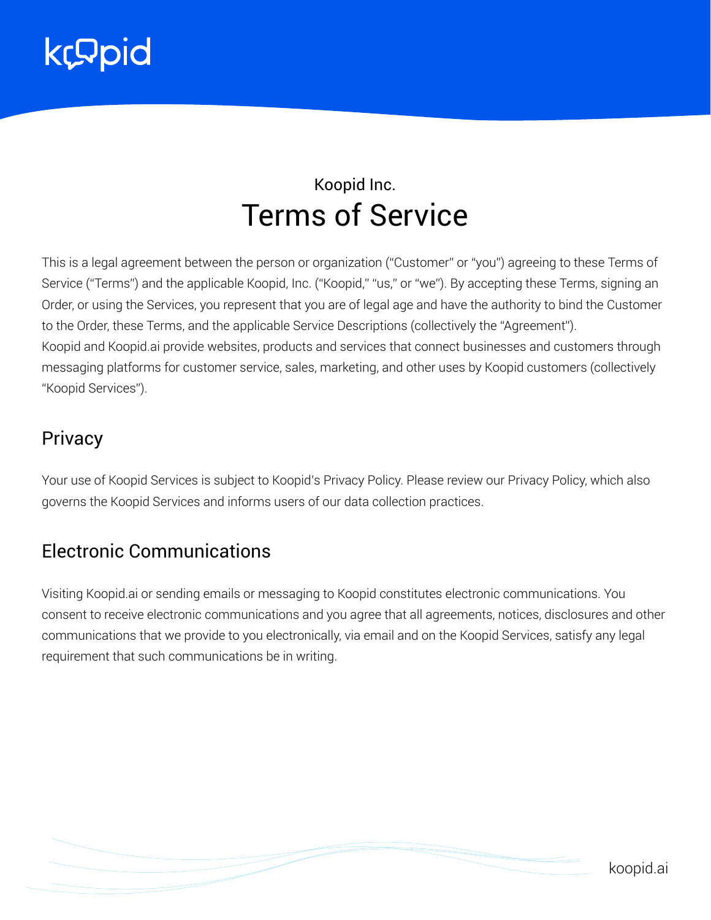Koopid Inc.

# Terms of Service

This is a legal agreement between the person or organization ("Customer" or "you") agreeing to these Terms of Service ("Terms") and the applicable Koopid, Inc. ("Koopid," "us," or "we"). By accepting these Terms, signing an Order, or using the Services, you represent that you are of legal age and have the authority to bind the Customer to the Order, these Terms, and the applicable Service Descriptions (collectively the "Agreement").
Koopid and Koopid.ai provide websites, products and services that connect businesses and customers through messaging platforms for customer service, sales, marketing, and other uses by Koopid customers (collectively "Koopid Services").

## Privacy

Your use of Koopid Services is subject to Koopid's Privacy Policy. Please review our Privacy Policy, which also governs the Koopid Services and informs users of our data collection practices.

## Electronic Communications

Visiting Koopid.ai or sending emails or messaging to Koopid constitutes electronic communications. You consent to receive electronic communications and you agree that all agreements, notices, disclosures and other communications that we provide to you electronically, via email and on the Koopid Services, satisfy any legal requirement that such communications be in writing.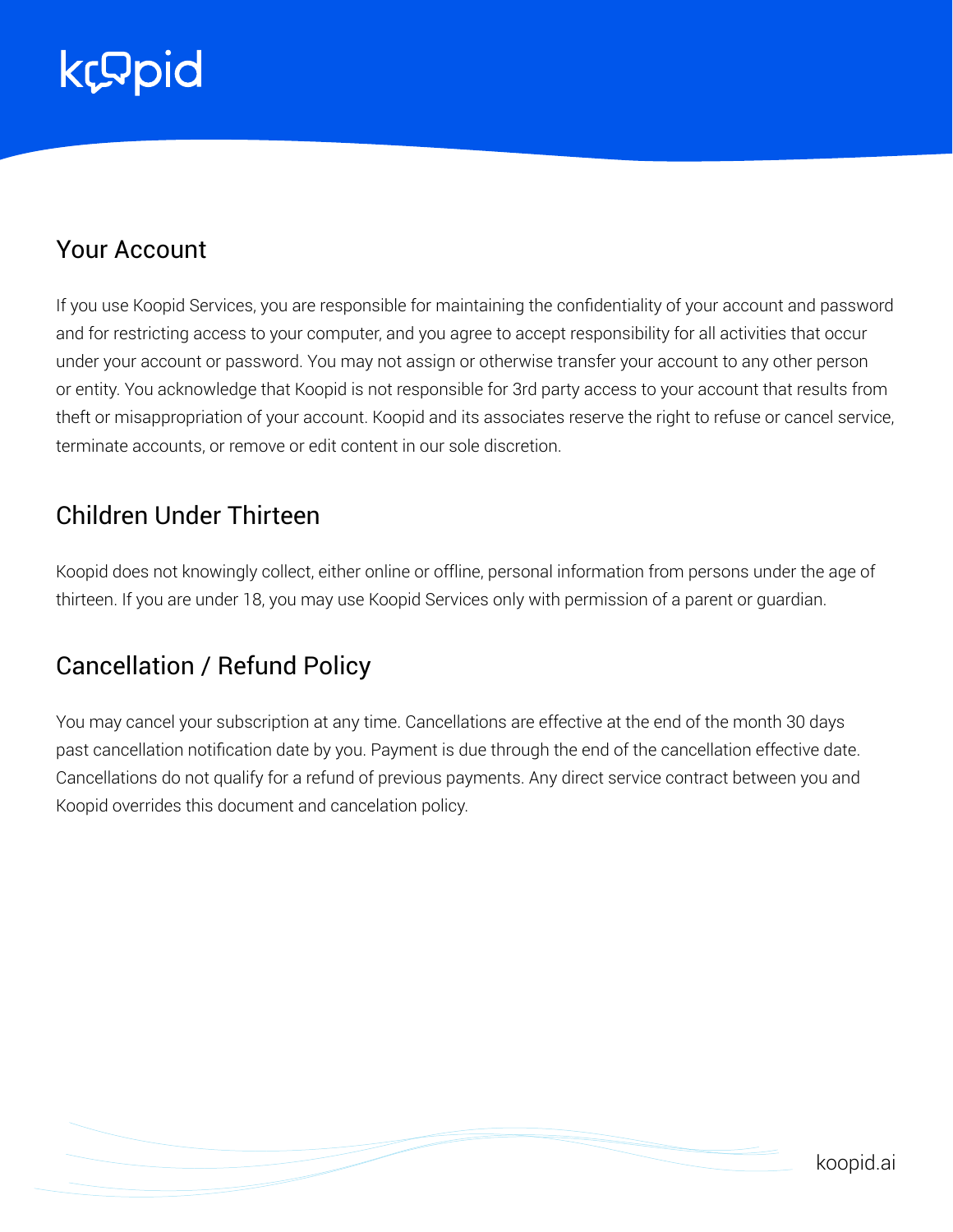## Your Account

If you use Koopid Services, you are responsible for maintaining the confidentiality of your account and password and for restricting access to your computer, and you agree to accept responsibility for all activities that occur under your account or password. You may not assign or otherwise transfer your account to any other person or entity. You acknowledge that Koopid is not responsible for 3rd party access to your account that results from theft or misappropriation of your account. Koopid and its associates reserve the right to refuse or cancel service, terminate accounts, or remove or edit content in our sole discretion.

## Children Under Thirteen

Koopid does not knowingly collect, either online or offline, personal information from persons under the age of thirteen. If you are under 18, you may use Koopid Services only with permission of a parent or guardian.

## Cancellation / Refund Policy

You may cancel your subscription at any time. Cancellations are effective at the end of the month 30 days past cancellation notification date by you. Payment is due through the end of the cancellation effective date. Cancellations do not qualify for a refund of previous payments. Any direct service contract between you and Koopid overrides this document and cancelation policy.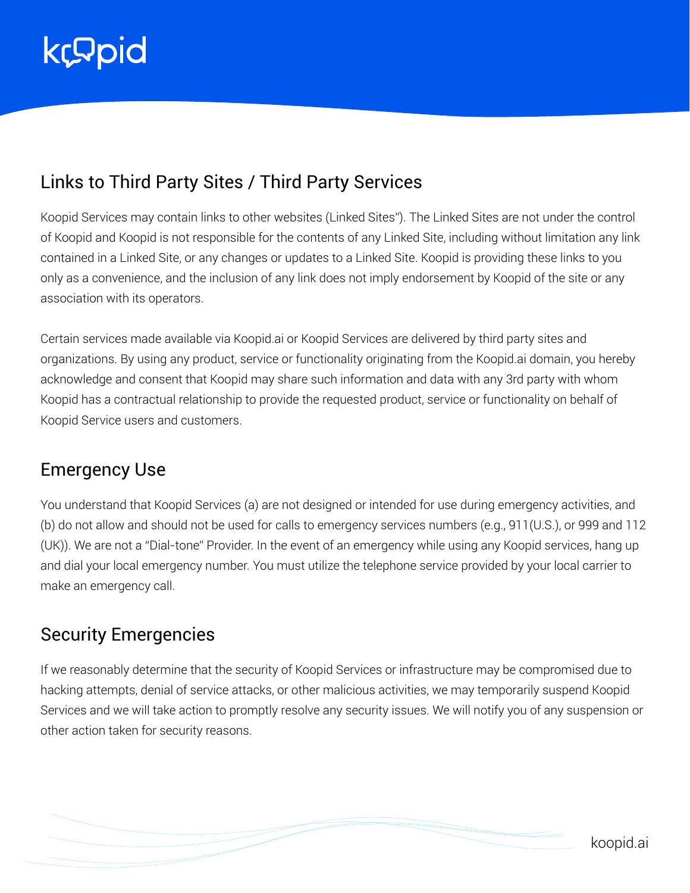## Links to Third Party Sites / Third Party Services

Koopid Services may contain links to other websites (Linked Sites"). The Linked Sites are not under the control of Koopid and Koopid is not responsible for the contents of any Linked Site, including without limitation any link contained in a Linked Site, or any changes or updates to a Linked Site. Koopid is providing these links to you only as a convenience, and the inclusion of any link does not imply endorsement by Koopid of the site or any association with its operators.

Certain services made available via Koopid.ai or Koopid Services are delivered by third party sites and organizations. By using any product, service or functionality originating from the Koopid.ai domain, you hereby acknowledge and consent that Koopid may share such information and data with any 3rd party with whom Koopid has a contractual relationship to provide the requested product, service or functionality on behalf of Koopid Service users and customers.

## Emergency Use

You understand that Koopid Services (a) are not designed or intended for use during emergency activities, and (b) do not allow and should not be used for calls to emergency services numbers (e.g., 911(U.S.), or 999 and 112 (UK)). We are not a "Dial-tone" Provider. In the event of an emergency while using any Koopid services, hang up and dial your local emergency number. You must utilize the telephone service provided by your local carrier to make an emergency call.

## Security Emergencies

If we reasonably determine that the security of Koopid Services or infrastructure may be compromised due to hacking attempts, denial of service attacks, or other malicious activities, we may temporarily suspend Koopid Services and we will take action to promptly resolve any security issues. We will notify you of any suspension or other action taken for security reasons.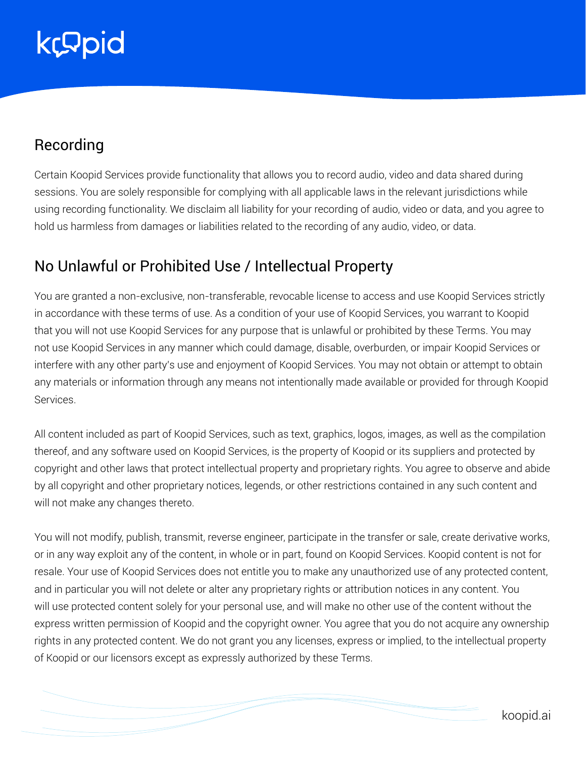## Recording

Certain Koopid Services provide functionality that allows you to record audio, video and data shared during sessions. You are solely responsible for complying with all applicable laws in the relevant jurisdictions while using recording functionality. We disclaim all liability for your recording of audio, video or data, and you agree to hold us harmless from damages or liabilities related to the recording of any audio, video, or data.

## No Unlawful or Prohibited Use / Intellectual Property

You are granted a non-exclusive, non-transferable, revocable license to access and use Koopid Services strictly in accordance with these terms of use. As a condition of your use of Koopid Services, you warrant to Koopid that you will not use Koopid Services for any purpose that is unlawful or prohibited by these Terms. You may not use Koopid Services in any manner which could damage, disable, overburden, or impair Koopid Services or interfere with any other party's use and enjoyment of Koopid Services. You may not obtain or attempt to obtain any materials or information through any means not intentionally made available or provided for through Koopid Services.

All content included as part of Koopid Services, such as text, graphics, logos, images, as well as the compilation thereof, and any software used on Koopid Services, is the property of Koopid or its suppliers and protected by copyright and other laws that protect intellectual property and proprietary rights. You agree to observe and abide by all copyright and other proprietary notices, legends, or other restrictions contained in any such content and will not make any changes thereto.

You will not modify, publish, transmit, reverse engineer, participate in the transfer or sale, create derivative works, or in any way exploit any of the content, in whole or in part, found on Koopid Services. Koopid content is not for resale. Your use of Koopid Services does not entitle you to make any unauthorized use of any protected content, and in particular you will not delete or alter any proprietary rights or attribution notices in any content. You will use protected content solely for your personal use, and will make no other use of the content without the express written permission of Koopid and the copyright owner. You agree that you do not acquire any ownership rights in any protected content. We do not grant you any licenses, express or implied, to the intellectual property of Koopid or our licensors except as expressly authorized by these Terms.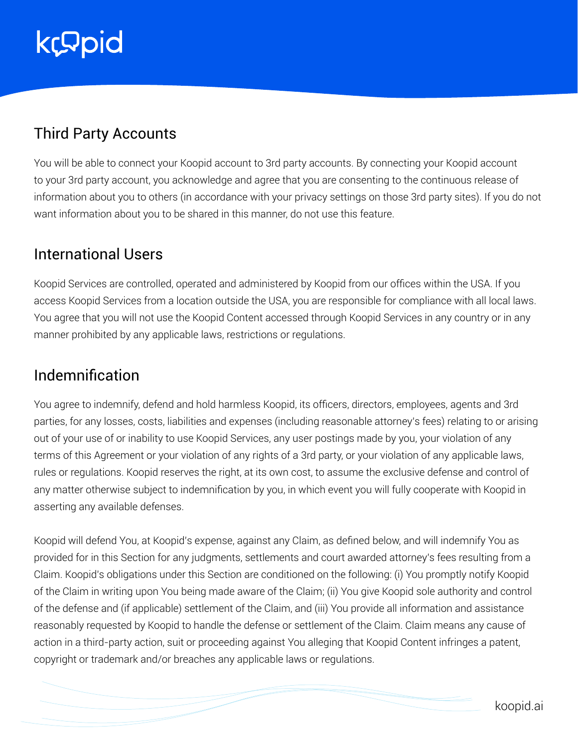## Third Party Accounts

You will be able to connect your Koopid account to 3rd party accounts. By connecting your Koopid account to your 3rd party account, you acknowledge and agree that you are consenting to the continuous release of information about you to others (in accordance with your privacy settings on those 3rd party sites). If you do not want information about you to be shared in this manner, do not use this feature.

## International Users

Koopid Services are controlled, operated and administered by Koopid from our offices within the USA. If you access Koopid Services from a location outside the USA, you are responsible for compliance with all local laws. You agree that you will not use the Koopid Content accessed through Koopid Services in any country or in any manner prohibited by any applicable laws, restrictions or regulations.

## Indemnification

You agree to indemnify, defend and hold harmless Koopid, its officers, directors, employees, agents and 3rd parties, for any losses, costs, liabilities and expenses (including reasonable attorney's fees) relating to or arising out of your use of or inability to use Koopid Services, any user postings made by you, your violation of any terms of this Agreement or your violation of any rights of a 3rd party, or your violation of any applicable laws, rules or regulations. Koopid reserves the right, at its own cost, to assume the exclusive defense and control of any matter otherwise subject to indemnification by you, in which event you will fully cooperate with Koopid in asserting any available defenses.

Koopid will defend You, at Koopid's expense, against any Claim, as defined below, and will indemnify You as provided for in this Section for any judgments, settlements and court awarded attorney's fees resulting from a Claim. Koopid's obligations under this Section are conditioned on the following: (i) You promptly notify Koopid of the Claim in writing upon You being made aware of the Claim; (ii) You give Koopid sole authority and control of the defense and (if applicable) settlement of the Claim, and (iii) You provide all information and assistance reasonably requested by Koopid to handle the defense or settlement of the Claim. Claim means any cause of action in a third-party action, suit or proceeding against You alleging that Koopid Content infringes a patent, copyright or trademark and/or breaches any applicable laws or regulations.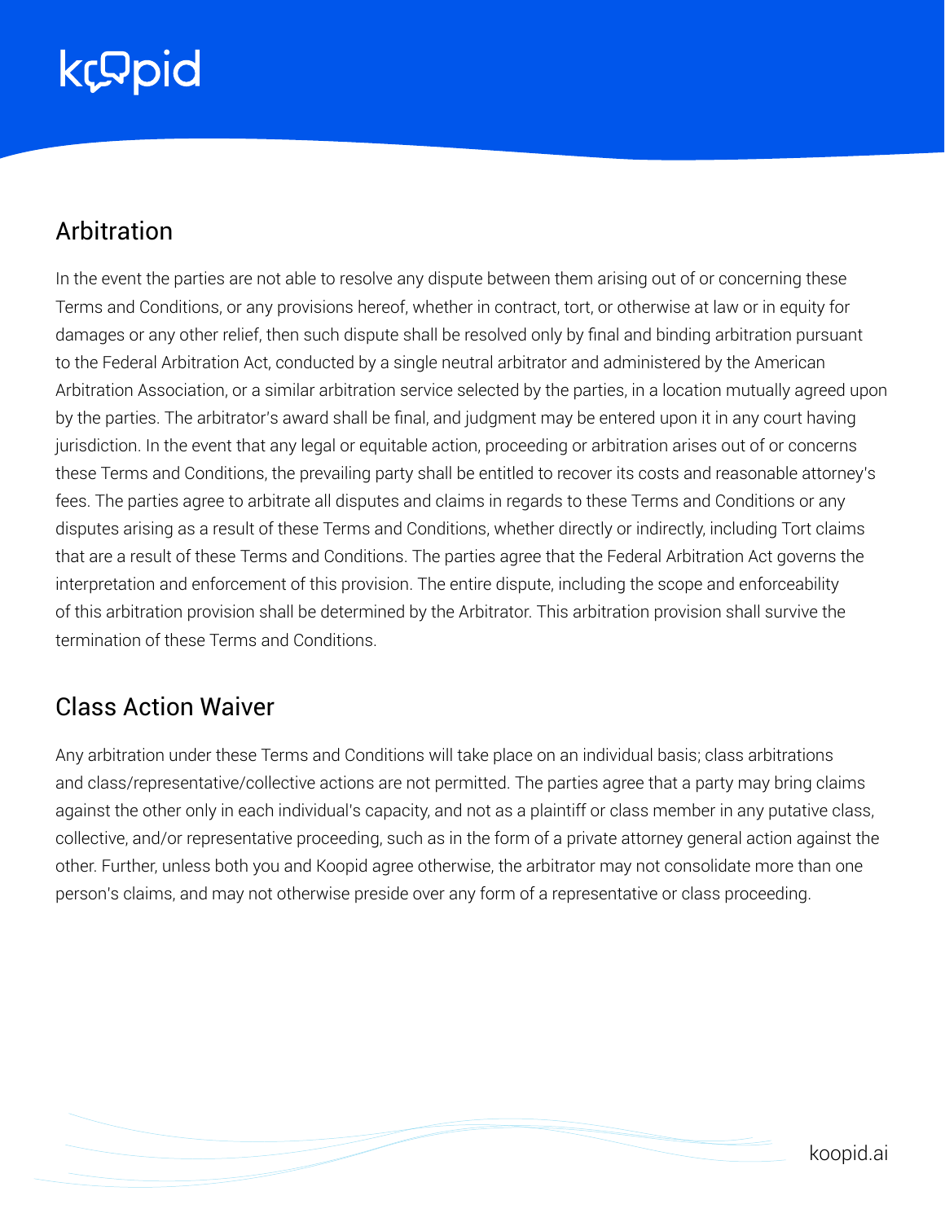## Arbitration

In the event the parties are not able to resolve any dispute between them arising out of or concerning these Terms and Conditions, or any provisions hereof, whether in contract, tort, or otherwise at law or in equity for damages or any other relief, then such dispute shall be resolved only by final and binding arbitration pursuant to the Federal Arbitration Act, conducted by a single neutral arbitrator and administered by the American Arbitration Association, or a similar arbitration service selected by the parties, in a location mutually agreed upon by the parties. The arbitrator's award shall be final, and judgment may be entered upon it in any court having jurisdiction. In the event that any legal or equitable action, proceeding or arbitration arises out of or concerns these Terms and Conditions, the prevailing party shall be entitled to recover its costs and reasonable attorney's fees. The parties agree to arbitrate all disputes and claims in regards to these Terms and Conditions or any disputes arising as a result of these Terms and Conditions, whether directly or indirectly, including Tort claims that are a result of these Terms and Conditions. The parties agree that the Federal Arbitration Act governs the interpretation and enforcement of this provision. The entire dispute, including the scope and enforceability of this arbitration provision shall be determined by the Arbitrator. This arbitration provision shall survive the termination of these Terms and Conditions.

## Class Action Waiver

Any arbitration under these Terms and Conditions will take place on an individual basis; class arbitrations and class/representative/collective actions are not permitted. The parties agree that a party may bring claims against the other only in each individual's capacity, and not as a plaintiff or class member in any putative class, collective, and/or representative proceeding, such as in the form of a private attorney general action against the other. Further, unless both you and Koopid agree otherwise, the arbitrator may not consolidate more than one person's claims, and may not otherwise preside over any form of a representative or class proceeding.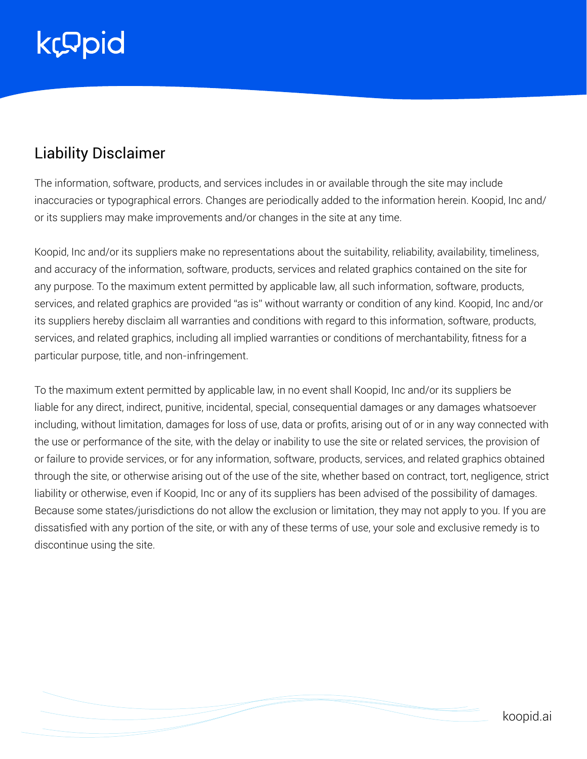## Liability Disclaimer

The information, software, products, and services includes in or available through the site may include inaccuracies or typographical errors. Changes are periodically added to the information herein. Koopid, Inc and/or its suppliers may make improvements and/or changes in the site at any time.

Koopid, Inc and/or its suppliers make no representations about the suitability, reliability, availability, timeliness, and accuracy of the information, software, products, services and related graphics contained on the site for any purpose. To the maximum extent permitted by applicable law, all such information, software, products, services, and related graphics are provided "as is" without warranty or condition of any kind. Koopid, Inc and/or its suppliers hereby disclaim all warranties and conditions with regard to this information, software, products, services, and related graphics, including all implied warranties or conditions of merchantability, fitness for a particular purpose, title, and non-infringement.

To the maximum extent permitted by applicable law, in no event shall Koopid, Inc and/or its suppliers be liable for any direct, indirect, punitive, incidental, special, consequential damages or any damages whatsoever including, without limitation, damages for loss of use, data or profits, arising out of or in any way connected with the use or performance of the site, with the delay or inability to use the site or related services, the provision of or failure to provide services, or for any information, software, products, services, and related graphics obtained through the site, or otherwise arising out of the use of the site, whether based on contract, tort, negligence, strict liability or otherwise, even if Koopid, Inc or any of its suppliers has been advised of the possibility of damages. Because some states/jurisdictions do not allow the exclusion or limitation, they may not apply to you. If you are dissatisfied with any portion of the site, or with any of these terms of use, your sole and exclusive remedy is to discontinue using the site.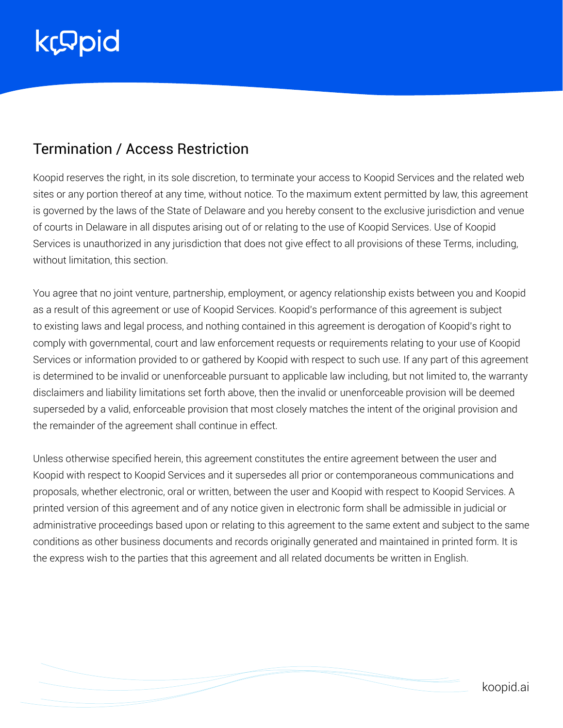## Termination / Access Restriction

Koopid reserves the right, in its sole discretion, to terminate your access to Koopid Services and the related web sites or any portion thereof at any time, without notice. To the maximum extent permitted by law, this agreement is governed by the laws of the State of Delaware and you hereby consent to the exclusive jurisdiction and venue of courts in Delaware in all disputes arising out of or relating to the use of Koopid Services. Use of Koopid Services is unauthorized in any jurisdiction that does not give effect to all provisions of these Terms, including, without limitation, this section.

You agree that no joint venture, partnership, employment, or agency relationship exists between you and Koopid as a result of this agreement or use of Koopid Services. Koopid's performance of this agreement is subject to existing laws and legal process, and nothing contained in this agreement is derogation of Koopid's right to comply with governmental, court and law enforcement requests or requirements relating to your use of Koopid Services or information provided to or gathered by Koopid with respect to such use. If any part of this agreement is determined to be invalid or unenforceable pursuant to applicable law including, but not limited to, the warranty disclaimers and liability limitations set forth above, then the invalid or unenforceable provision will be deemed superseded by a valid, enforceable provision that most closely matches the intent of the original provision and the remainder of the agreement shall continue in effect.

Unless otherwise specified herein, this agreement constitutes the entire agreement between the user and Koopid with respect to Koopid Services and it supersedes all prior or contemporaneous communications and proposals, whether electronic, oral or written, between the user and Koopid with respect to Koopid Services. A printed version of this agreement and of any notice given in electronic form shall be admissible in judicial or administrative proceedings based upon or relating to this agreement to the same extent and subject to the same conditions as other business documents and records originally generated and maintained in printed form. It is the express wish to the parties that this agreement and all related documents be written in English.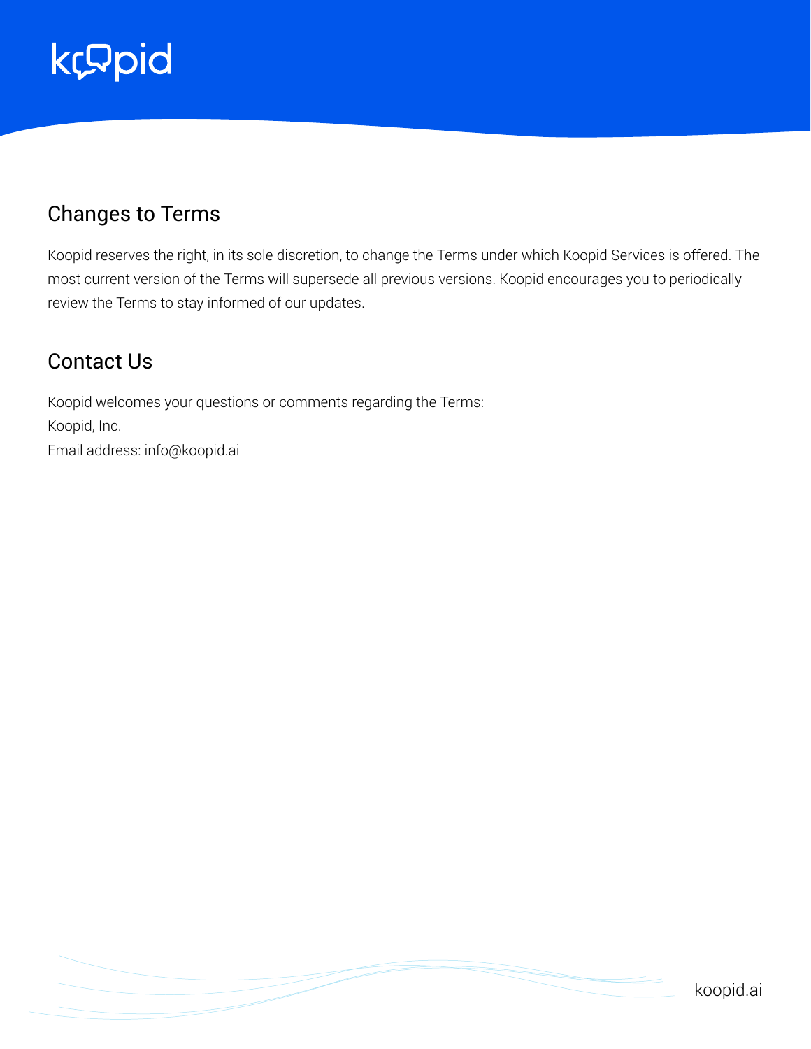## Changes to Terms

Koopid reserves the right, in its sole discretion, to change the Terms under which Koopid Services is offered. The most current version of the Terms will supersede all previous versions. Koopid encourages you to periodically review the Terms to stay informed of our updates.

## Contact Us

Koopid welcomes your questions or comments regarding the Terms:
Koopid, Inc.
Email address: info@koopid.ai